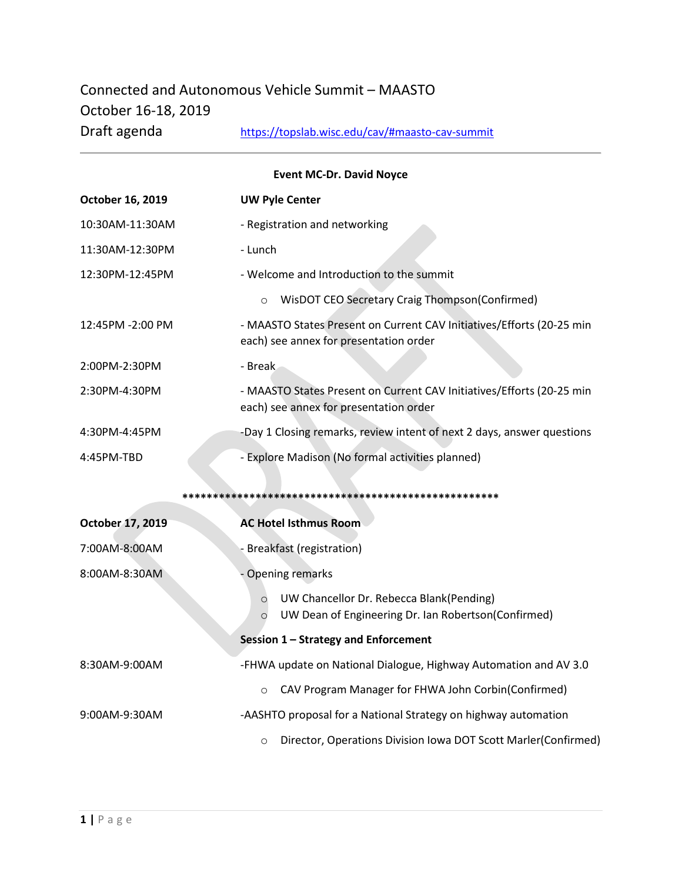# Connected and Autonomous Vehicle Summit – MAASTO
## October 16-18, 2019
## Draft agenda

https://topslab.wisc.edu/cav/#maasto-cav-summit

**Event MC-Dr. David Noyce**

| **October 16, 2019** | **UW Pyle Center** |
|---|---|
| 10:30AM-11:30AM | - Registration and networking |
| 11:30AM-12:30PM | - Lunch |
| 12:30PM-12:45PM | - Welcome and Introduction to the summit<br>○ WisDOT CEO Secretary Craig Thompson(Confirmed) |
| 12:45PM -2:00 PM | - MAASTO States Present on Current CAV Initiatives/Efforts (20-25 min each) see annex for presentation order |
| 2:00PM-2:30PM | - Break |
| 2:30PM-4:30PM | - MAASTO States Present on Current CAV Initiatives/Efforts (20-25 min each) see annex for presentation order |
| 4:30PM-4:45PM | -Day 1 Closing remarks, review intent of next 2 days, answer questions |
| 4:45PM-TBD | - Explore Madison (No formal activities planned) |

*****************************************************

| **October 17, 2019** | **AC Hotel Isthmus Room** |
|---|---|
| 7:00AM-8:00AM | - Breakfast (registration) |
| 8:00AM-8:30AM | - Opening remarks<br>○ UW Chancellor Dr. Rebecca Blank(Pending)<br>○ UW Dean of Engineering Dr. Ian Robertson(Confirmed) |
| | **Session 1 – Strategy and Enforcement** |
| 8:30AM-9:00AM | -FHWA update on National Dialogue, Highway Automation and AV 3.0<br>○ CAV Program Manager for FHWA John Corbin(Confirmed) |
| 9:00AM-9:30AM | -AASHTO proposal for a National Strategy on highway automation<br>○ Director, Operations Division Iowa DOT Scott Marler(Confirmed) |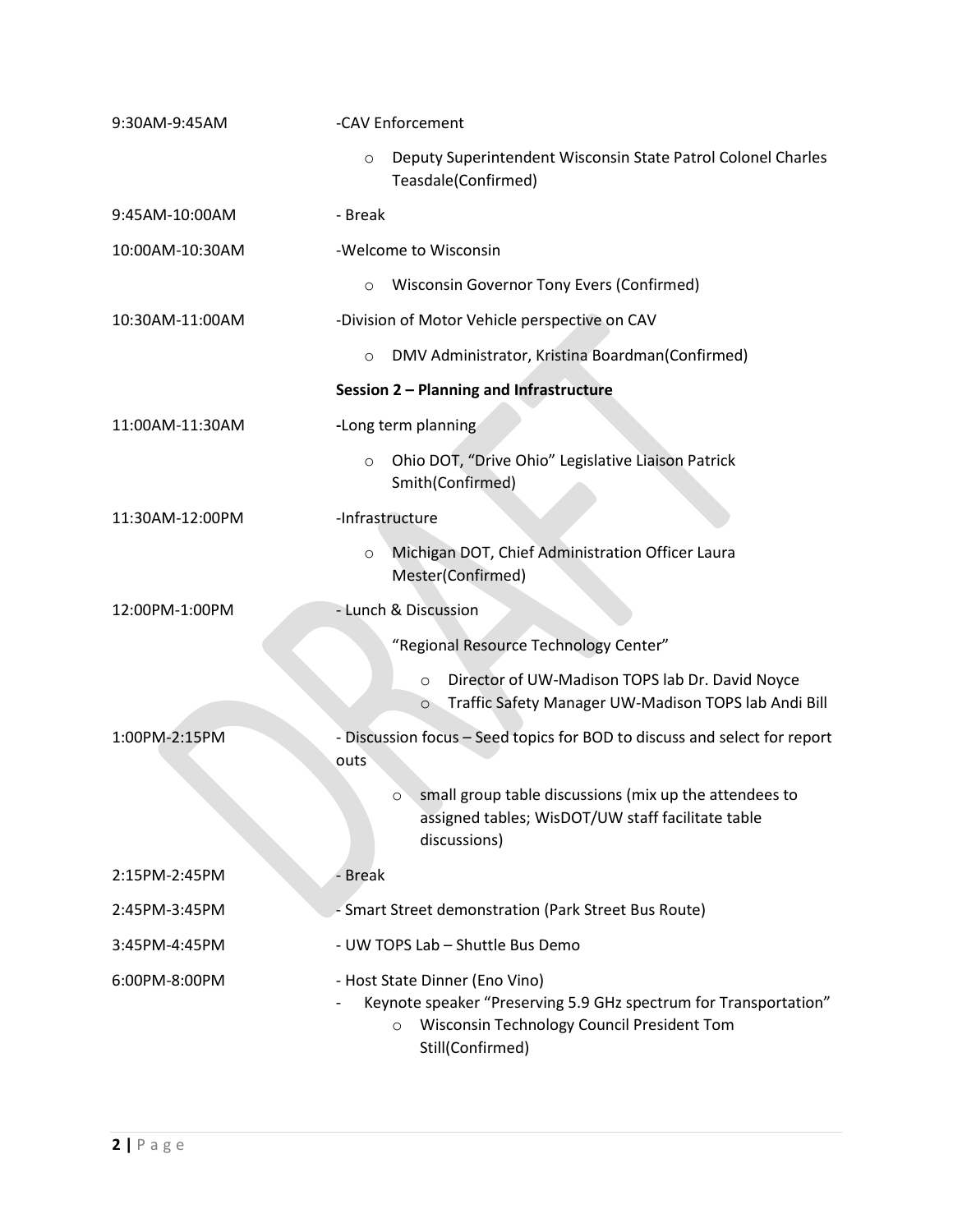| | |
|---|---|
| 9:30AM-9:45AM | -CAV Enforcement<br>o Deputy Superintendent Wisconsin State Patrol Colonel Charles Teasdale(Confirmed) |
| 9:45AM-10:00AM | - Break |
| 10:00AM-10:30AM | -Welcome to Wisconsin<br>o Wisconsin Governor Tony Evers (Confirmed) |
| 10:30AM-11:00AM | -Division of Motor Vehicle perspective on CAV<br>o DMV Administrator, Kristina Boardman(Confirmed) |
| | **Session 2 – Planning and Infrastructure** |
| 11:00AM-11:30AM | -Long term planning<br>o Ohio DOT, "Drive Ohio" Legislative Liaison Patrick Smith(Confirmed) |
| 11:30AM-12:00PM | -Infrastructure<br>o Michigan DOT, Chief Administration Officer Laura Mester(Confirmed) |
| 12:00PM-1:00PM | - Lunch & Discussion<br>"Regional Resource Technology Center"<br>o Director of UW-Madison TOPS lab Dr. David Noyce<br>o Traffic Safety Manager UW-Madison TOPS lab Andi Bill |
| 1:00PM-2:15PM | - Discussion focus – Seed topics for BOD to discuss and select for report outs<br>o small group table discussions (mix up the attendees to assigned tables; WisDOT/UW staff facilitate table discussions) |
| 2:15PM-2:45PM | - Break |
| 2:45PM-3:45PM | - Smart Street demonstration (Park Street Bus Route) |
| 3:45PM-4:45PM | - UW TOPS Lab – Shuttle Bus Demo |
| 6:00PM-8:00PM | - Host State Dinner (Eno Vino)<br>- Keynote speaker "Preserving 5.9 GHz spectrum for Transportation"<br>o Wisconsin Technology Council President Tom Still(Confirmed) |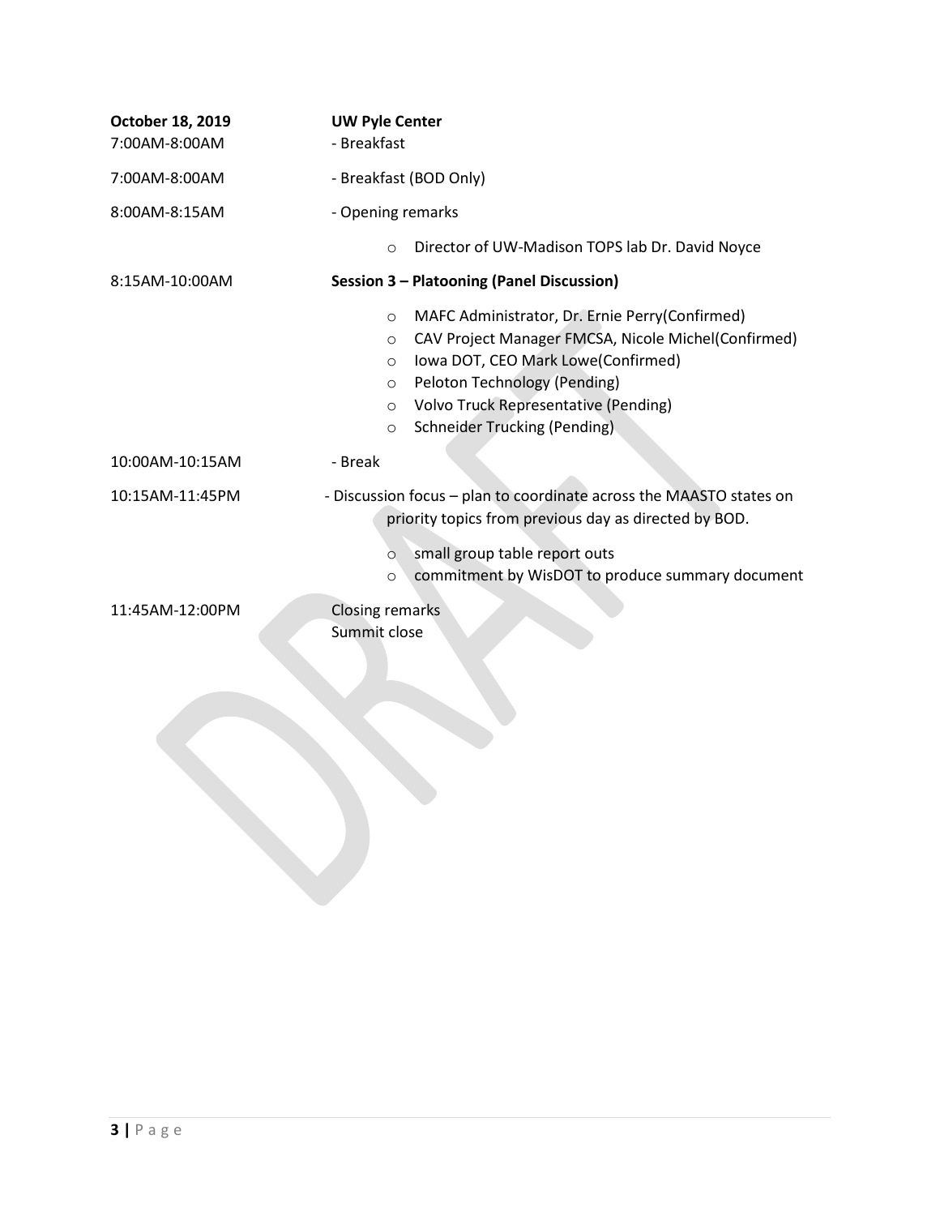| **October 18, 2019** | **UW Pyle Center** |
| --- | --- |
| 7:00AM-8:00AM | - Breakfast |
| 7:00AM-8:00AM | - Breakfast (BOD Only) |
| 8:00AM-8:15AM | - Opening remarks<br>o Director of UW-Madison TOPS lab Dr. David Noyce |
| 8:15AM-10:00AM | **Session 3 – Platooning (Panel Discussion)**<br>o MAFC Administrator, Dr. Ernie Perry(Confirmed)<br>o CAV Project Manager FMCSA, Nicole Michel(Confirmed)<br>o Iowa DOT, CEO Mark Lowe(Confirmed)<br>o Peloton Technology (Pending)<br>o Volvo Truck Representative (Pending)<br>o Schneider Trucking (Pending) |
| 10:00AM-10:15AM | - Break |
| 10:15AM-11:45PM | - Discussion focus – plan to coordinate across the MAASTO states on priority topics from previous day as directed by BOD.<br>o small group table report outs<br>o commitment by WisDOT to produce summary document |
| 11:45AM-12:00PM | Closing remarks<br>Summit close |